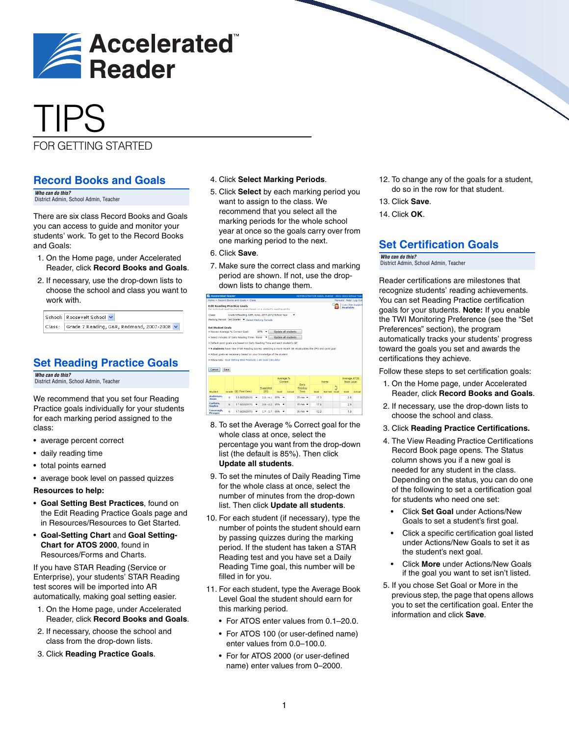# Accelerated Reader

# TIPS

FOR GETTING STARTED

## Record Books and Goals

***Who can do this?***
District Admin, School Admin, Teacher

There are six class Record Books and Goals you can access to guide and monitor your students' work. To get to the Record Books and Goals:

1. On the Home page, under Accelerated Reader, click **Record Books and Goals**.
2. If necessary, use the drop-down lists to choose the school and class you want to work with.

## Set Reading Practice Goals

***Who can do this?***
District Admin, School Admin, Teacher

We recommend that you set four Reading Practice goals individually for your students for each marking period assigned to the class:

- average percent correct
- daily reading time
- total points earned
- average book level on passed quizzes

**Resources to help:**

- **Goal Setting Best Practices**, found on the Edit Reading Practice Goals page and in Resources/Resources to Get Started.
- **Goal-Setting Chart** and **Goal Setting-Chart for ATOS 2000**, found in Resources/Forms and Charts.

If you have STAR Reading (Service or Enterprise), your students' STAR Reading test scores will be imported into AR automatically, making goal setting easier.

1. On the Home page, under Accelerated Reader, click **Record Books and Goals**.
2. If necessary, choose the school and class from the drop-down lists.
3. Click **Reading Practice Goals**.
4. Click **Select Marking Periods**.
5. Click **Select** by each marking period you want to assign to the class. We recommend that you select all the marking periods for the whole school year at once so the goals carry over from one marking period to the next.
6. Click **Save**.
7. Make sure the correct class and marking period are shown. If not, use the drop-down lists to change them.
8. To set the Average % Correct goal for the whole class at once, select the percentage you want from the drop-down list (the default is 85%). Then click **Update all students**.
9. To set the minutes of Daily Reading Time for the whole class at once, select the number of minutes from the drop-down list. Then click **Update all students**.
10. For each student (if necessary), type the number of points the student should earn by passing quizzes during the marking period. If the student has taken a STAR Reading test and you have set a Daily Reading Time goal, this number will be filled in for you.
11. For each student, type the Average Book Level Goal the student should earn for this marking period.
    - For ATOS enter values from 0.1–20.0.
    - For ATOS 100 (or user-defined name) enter values from 0.0–100.0.
    - For for ATOS 2000 (or user-defined name) enter values from 0–2000.
12. To change any of the goals for a student, do so in the row for that student.
13. Click **Save**.
14. Click **OK**.

## Set Certification Goals

***Who can do this?***
District Admin, School Admin, Teacher

Reader certifications are milestones that recognize students' reading achievements. You can set Reading Practice certification goals for your students. **Note:** If you enable the TWI Monitoring Preference (see the "Set Preferences" section), the program automatically tracks your students' progress toward the goals you set and awards the certifications they achieve.

Follow these steps to set certification goals:

1. On the Home page, under Accelerated Reader, click **Record Books and Goals**.
2. If necessary, use the drop-down lists to choose the school and class.
3. Click **Reading Practice Certifications.**
4. The View Reading Practice Certifications Record Book page opens. The Status column shows you if a new goal is needed for any student in the class. Depending on the status, you can do one of the following to set a certification goal for students who need one set:
    - Click **Set Goal** under Actions/New Goals to set a student's first goal.
    - Click a specific certification goal listed under Actions/New Goals to set it as the student's next goal.
    - Click **More** under Actions/New Goals if the goal you want to set isn't listed.
5. If you chose Set Goal or More in the previous step, the page that opens allows you to set the certification goal. Enter the information and click **Save**.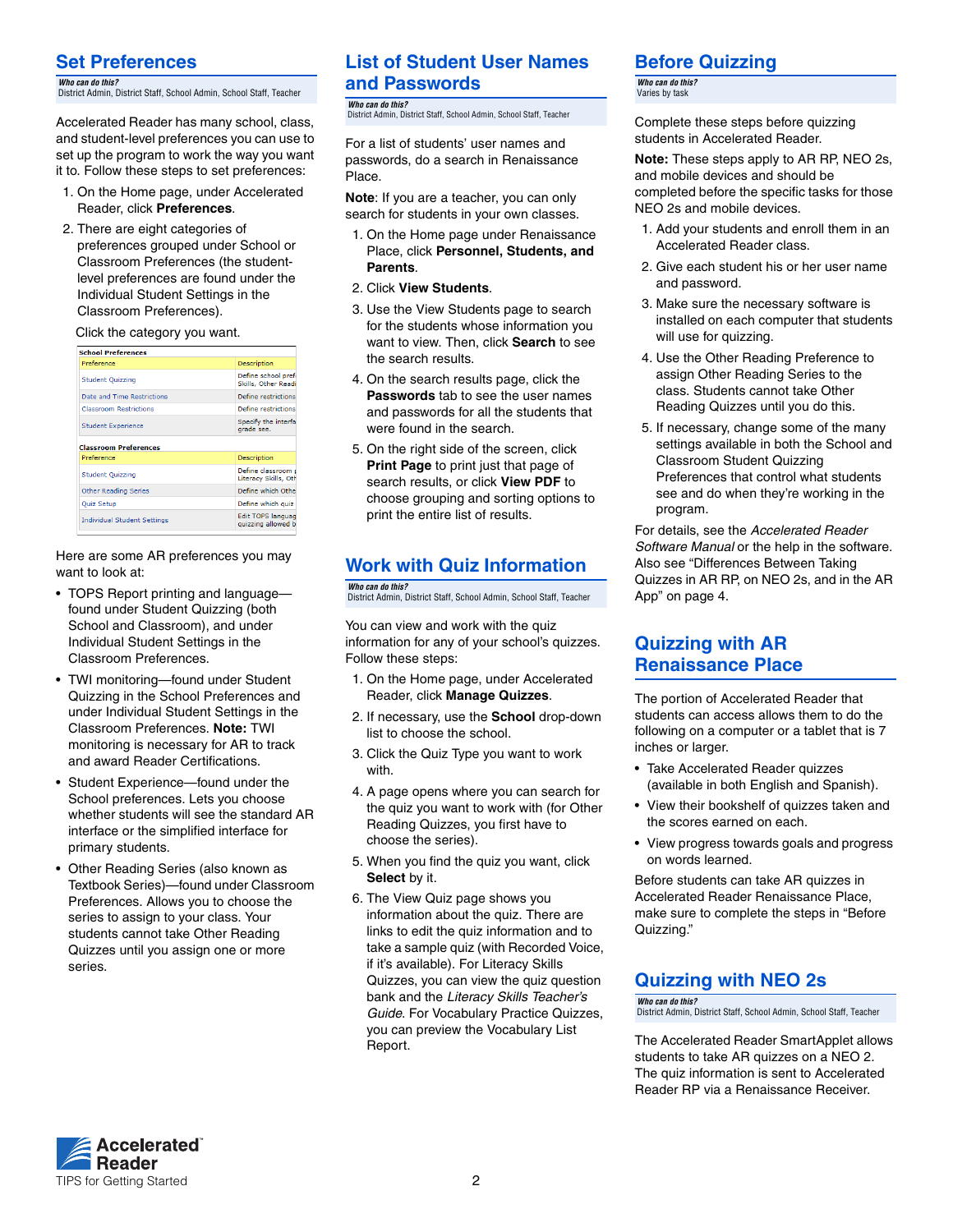## Set Preferences

***Who can do this?***
District Admin, District Staff, School Admin, School Staff, Teacher

Accelerated Reader has many school, class, and student-level preferences you can use to set up the program to work the way you want it to. Follow these steps to set preferences:

1. On the Home page, under Accelerated Reader, click **Preferences**.
2. There are eight categories of preferences grouped under School or Classroom Preferences (the student-level preferences are found under the Individual Student Settings in the Classroom Preferences).

   Click the category you want.

| School Preferences | |
|---|---|
| Preference | Description |
| Student Quizzing | Define school pref Skills, Other Readi |
| Date and Time Restrictions | Define restrictions |
| Classroom Restrictions | Define restrictions |
| Student Experience | Specify the interfa grade see. |

| Classroom Preferences | |
|---|---|
| Preference | Description |
| Student Quizzing | Define classroom Literacy Skills, Oth |
| Other Reading Series | Define which Othe |
| Quiz Setup | Define which quiz |
| Individual Student Settings | Edit TOPS languag quizzing allowed b |

Here are some AR preferences you may want to look at:

- TOPS Report printing and language—found under Student Quizzing (both School and Classroom), and under Individual Student Settings in the Classroom Preferences.
- TWI monitoring—found under Student Quizzing in the School Preferences and under Individual Student Settings in the Classroom Preferences. **Note:** TWI monitoring is necessary for AR to track and award Reader Certifications.
- Student Experience—found under the School preferences. Lets you choose whether students will see the standard AR interface or the simplified interface for primary students.
- Other Reading Series (also known as Textbook Series)—found under Classroom Preferences. Allows you to choose the series to assign to your class. Your students cannot take Other Reading Quizzes until you assign one or more series.

## List of Student User Names and Passwords

***Who can do this?***
District Admin, District Staff, School Admin, School Staff, Teacher

For a list of students' user names and passwords, do a search in Renaissance Place.

**Note**: If you are a teacher, you can only search for students in your own classes.

1. On the Home page under Renaissance Place, click **Personnel, Students, and Parents**.
2. Click **View Students**.
3. Use the View Students page to search for the students whose information you want to view. Then, click **Search** to see the search results.
4. On the search results page, click the **Passwords** tab to see the user names and passwords for all the students that were found in the search.
5. On the right side of the screen, click **Print Page** to print just that page of search results, or click **View PDF** to choose grouping and sorting options to print the entire list of results.

## Work with Quiz Information

***Who can do this?***
District Admin, District Staff, School Admin, School Staff, Teacher

You can view and work with the quiz information for any of your school's quizzes. Follow these steps:

1. On the Home page, under Accelerated Reader, click **Manage Quizzes**.
2. If necessary, use the **School** drop-down list to choose the school.
3. Click the Quiz Type you want to work with.
4. A page opens where you can search for the quiz you want to work with (for Other Reading Quizzes, you first have to choose the series).
5. When you find the quiz you want, click **Select** by it.
6. The View Quiz page shows you information about the quiz. There are links to edit the quiz information and to take a sample quiz (with Recorded Voice, if it's available). For Literacy Skills Quizzes, you can view the quiz question bank and the *Literacy Skills Teacher's Guide*. For Vocabulary Practice Quizzes, you can preview the Vocabulary List Report.

## Before Quizzing

***Who can do this?***
Varies by task

Complete these steps before quizzing students in Accelerated Reader.

**Note:** These steps apply to AR RP, NEO 2s, and mobile devices and should be completed before the specific tasks for those NEO 2s and mobile devices.

1. Add your students and enroll them in an Accelerated Reader class.
2. Give each student his or her user name and password.
3. Make sure the necessary software is installed on each computer that students will use for quizzing.
4. Use the Other Reading Preference to assign Other Reading Series to the class. Students cannot take Other Reading Quizzes until you do this.
5. If necessary, change some of the many settings available in both the School and Classroom Student Quizzing Preferences that control what students see and do when they're working in the program.

For details, see the *Accelerated Reader Software Manual* or the help in the software. Also see "Differences Between Taking Quizzes in AR RP, on NEO 2s, and in the AR App" on page 4.

## Quizzing with AR Renaissance Place

The portion of Accelerated Reader that students can access allows them to do the following on a computer or a tablet that is 7 inches or larger.

- Take Accelerated Reader quizzes (available in both English and Spanish).
- View their bookshelf of quizzes taken and the scores earned on each.
- View progress towards goals and progress on words learned.

Before students can take AR quizzes in Accelerated Reader Renaissance Place, make sure to complete the steps in "Before Quizzing."

## Quizzing with NEO 2s

***Who can do this?***
District Admin, District Staff, School Admin, School Staff, Teacher

The Accelerated Reader SmartApplet allows students to take AR quizzes on a NEO 2. The quiz information is sent to Accelerated Reader RP via a Renaissance Receiver.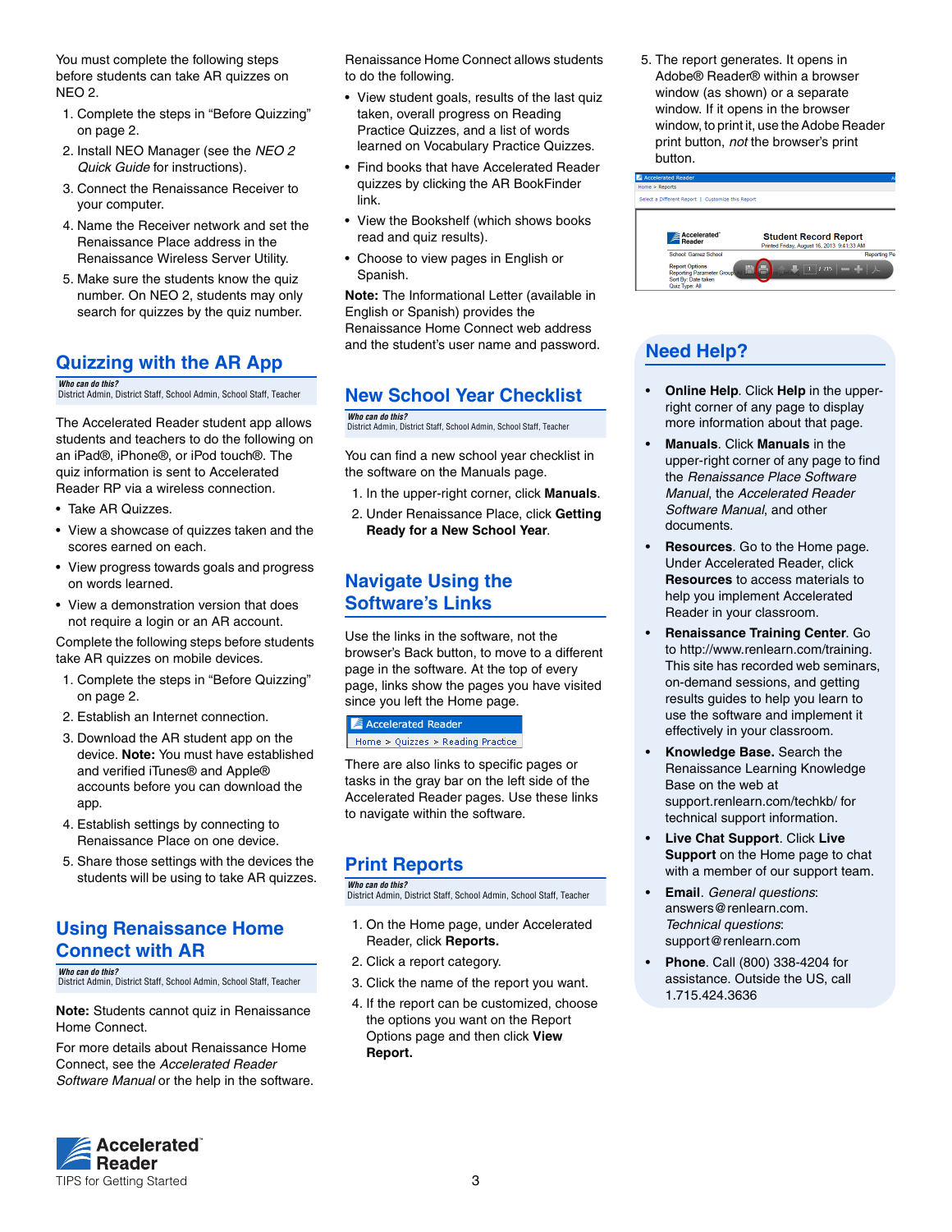You must complete the following steps before students can take AR quizzes on NEO 2.

1. Complete the steps in "Before Quizzing" on page 2.
2. Install NEO Manager (see the *NEO 2 Quick Guide* for instructions).
3. Connect the Renaissance Receiver to your computer.
4. Name the Receiver network and set the Renaissance Place address in the Renaissance Wireless Server Utility.
5. Make sure the students know the quiz number. On NEO 2, students may only search for quizzes by the quiz number.

## Quizzing with the AR App

***Who can do this?***
District Admin, District Staff, School Admin, School Staff, Teacher

The Accelerated Reader student app allows students and teachers to do the following on an iPad®, iPhone®, or iPod touch®. The quiz information is sent to Accelerated Reader RP via a wireless connection.

- Take AR Quizzes.
- View a showcase of quizzes taken and the scores earned on each.
- View progress towards goals and progress on words learned.
- View a demonstration version that does not require a login or an AR account.

Complete the following steps before students take AR quizzes on mobile devices.

1. Complete the steps in "Before Quizzing" on page 2.
2. Establish an Internet connection.
3. Download the AR student app on the device. **Note:** You must have established and verified iTunes® and Apple® accounts before you can download the app.
4. Establish settings by connecting to Renaissance Place on one device.
5. Share those settings with the devices the students will be using to take AR quizzes.

## Using Renaissance Home Connect with AR

***Who can do this?***
District Admin, District Staff, School Admin, School Staff, Teacher

**Note:** Students cannot quiz in Renaissance Home Connect.

For more details about Renaissance Home Connect, see the *Accelerated Reader Software Manual* or the help in the software.

Renaissance Home Connect allows students to do the following.

- View student goals, results of the last quiz taken, overall progress on Reading Practice Quizzes, and a list of words learned on Vocabulary Practice Quizzes.
- Find books that have Accelerated Reader quizzes by clicking the AR BookFinder link.
- View the Bookshelf (which shows books read and quiz results).
- Choose to view pages in English or Spanish.

**Note:** The Informational Letter (available in English or Spanish) provides the Renaissance Home Connect web address and the student's user name and password.

## New School Year Checklist

***Who can do this?***
District Admin, District Staff, School Admin, School Staff, Teacher

You can find a new school year checklist in the software on the Manuals page.

1. In the upper-right corner, click **Manuals**.
2. Under Renaissance Place, click **Getting Ready for a New School Year**.

## Navigate Using the Software's Links

Use the links in the software, not the browser's Back button, to move to a different page in the software. At the top of every page, links show the pages you have visited since you left the Home page.

Accelerated Reader
Home > Quizzes > Reading Practice

There are also links to specific pages or tasks in the gray bar on the left side of the Accelerated Reader pages. Use these links to navigate within the software.

## Print Reports

***Who can do this?***
District Admin, District Staff, School Admin, School Staff, Teacher

1. On the Home page, under Accelerated Reader, click **Reports.**
2. Click a report category.
3. Click the name of the report you want.
4. If the report can be customized, choose the options you want on the Report Options page and then click **View Report.**
5. The report generates. It opens in Adobe® Reader® within a browser window (as shown) or a separate window. If it opens in the browser window, to print it, use the Adobe Reader print button, *not* the browser's print button.

## Need Help?

- **Online Help**. Click **Help** in the upper-right corner of any page to display more information about that page.
- **Manuals**. Click **Manuals** in the upper-right corner of any page to find the *Renaissance Place Software Manual*, the *Accelerated Reader Software Manual*, and other documents.
- **Resources**. Go to the Home page. Under Accelerated Reader, click **Resources** to access materials to help you implement Accelerated Reader in your classroom.
- **Renaissance Training Center**. Go to http://www.renlearn.com/training. This site has recorded web seminars, on-demand sessions, and getting results guides to help you learn to use the software and implement it effectively in your classroom.
- **Knowledge Base.** Search the Renaissance Learning Knowledge Base on the web at support.renlearn.com/techkb/ for technical support information.
- **Live Chat Support**. Click **Live Support** on the Home page to chat with a member of our support team.
- **Email**. *General questions*: answers@renlearn.com. *Technical questions*: support@renlearn.com
- **Phone**. Call (800) 338-4204 for assistance. Outside the US, call 1.715.424.3636

Accelerated Reader
TIPS for Getting Started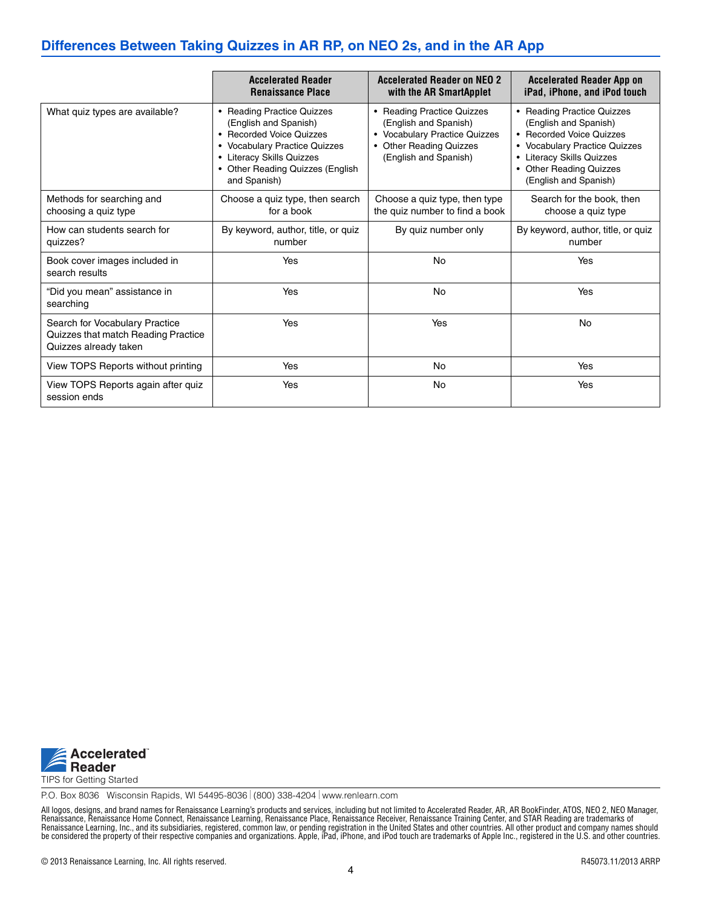## Differences Between Taking Quizzes in AR RP, on NEO 2s, and in the AR App

| | Accelerated Reader Renaissance Place | Accelerated Reader on NEO 2 with the AR SmartApplet | Accelerated Reader App on iPad, iPhone, and iPod touch |
|---|---|---|---|
| What quiz types are available? | • Reading Practice Quizzes (English and Spanish)<br>• Recorded Voice Quizzes<br>• Vocabulary Practice Quizzes<br>• Literacy Skills Quizzes<br>• Other Reading Quizzes (English and Spanish) | • Reading Practice Quizzes (English and Spanish)<br>• Vocabulary Practice Quizzes<br>• Other Reading Quizzes (English and Spanish) | • Reading Practice Quizzes (English and Spanish)<br>• Recorded Voice Quizzes<br>• Vocabulary Practice Quizzes<br>• Literacy Skills Quizzes<br>• Other Reading Quizzes (English and Spanish) |
| Methods for searching and choosing a quiz type | Choose a quiz type, then search for a book | Choose a quiz type, then type the quiz number to find a book | Search for the book, then choose a quiz type |
| How can students search for quizzes? | By keyword, author, title, or quiz number | By quiz number only | By keyword, author, title, or quiz number |
| Book cover images included in search results | Yes | No | Yes |
| "Did you mean" assistance in searching | Yes | No | Yes |
| Search for Vocabulary Practice Quizzes that match Reading Practice Quizzes already taken | Yes | Yes | No |
| View TOPS Reports without printing | Yes | No | Yes |
| View TOPS Reports again after quiz session ends | Yes | No | Yes |

**Accelerated Reader**™
TIPS for Getting Started

P.O. Box 8036 Wisconsin Rapids, WI 54495-8036 | (800) 338-4204 | www.renlearn.com

All logos, designs, and brand names for Renaissance Learning's products and services, including but not limited to Accelerated Reader, AR, AR BookFinder, ATOS, NEO 2, NEO Manager, Renaissance, Renaissance Home Connect, Renaissance Learning, Renaissance Place, Renaissance Receiver, Renaissance Training Center, and STAR Reading are trademarks of Renaissance Learning, Inc., and its subsidiaries, registered, common law, or pending registration in the United States and other countries. All other product and company names should be considered the property of their respective companies and organizations. Apple, iPad, iPhone, and iPod touch are trademarks of Apple Inc., registered in the U.S. and other countries.

© 2013 Renaissance Learning, Inc. All rights reserved.

R45073.11/2013 ARRP